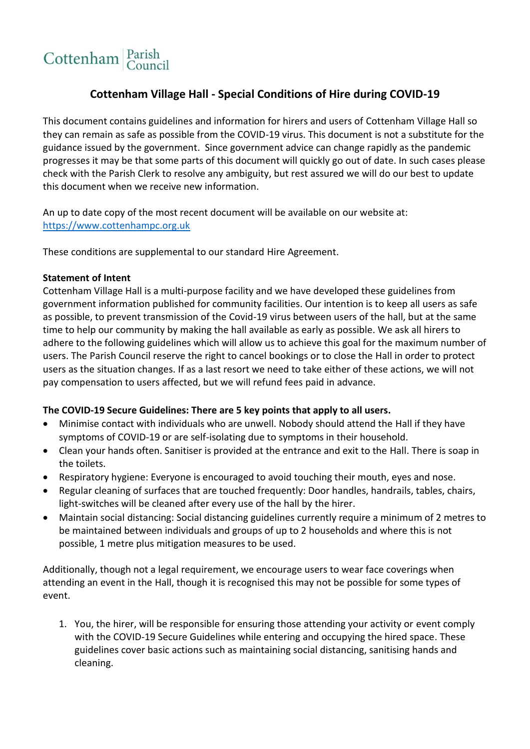Cottenham Parish Council

# Cottenham Village Hall - Special Conditions of Hire during COVID-19

This document contains guidelines and information for hirers and users of Cottenham Village Hall so they can remain as safe as possible from the COVID-19 virus. This document is not a substitute for the guidance issued by the government. Since government advice can change rapidly as the pandemic progresses it may be that some parts of this document will quickly go out of date. In such cases please check with the Parish Clerk to resolve any ambiguity, but rest assured we will do our best to update this document when we receive new information.

An up to date copy of the most recent document will be available on our website at: https://www.cottenhampc.org.uk

These conditions are supplemental to our standard Hire Agreement.

**Statement of Intent**

Cottenham Village Hall is a multi-purpose facility and we have developed these guidelines from government information published for community facilities. Our intention is to keep all users as safe as possible, to prevent transmission of the Covid-19 virus between users of the hall, but at the same time to help our community by making the hall available as early as possible. We ask all hirers to adhere to the following guidelines which will allow us to achieve this goal for the maximum number of users. The Parish Council reserve the right to cancel bookings or to close the Hall in order to protect users as the situation changes. If as a last resort we need to take either of these actions, we will not pay compensation to users affected, but we will refund fees paid in advance.

**The COVID-19 Secure Guidelines: There are 5 key points that apply to all users.**

- Minimise contact with individuals who are unwell. Nobody should attend the Hall if they have symptoms of COVID-19 or are self-isolating due to symptoms in their household.
- Clean your hands often. Sanitiser is provided at the entrance and exit to the Hall. There is soap in the toilets.
- Respiratory hygiene: Everyone is encouraged to avoid touching their mouth, eyes and nose.
- Regular cleaning of surfaces that are touched frequently: Door handles, handrails, tables, chairs, light-switches will be cleaned after every use of the hall by the hirer.
- Maintain social distancing: Social distancing guidelines currently require a minimum of 2 metres to be maintained between individuals and groups of up to 2 households and where this is not possible, 1 metre plus mitigation measures to be used.

Additionally, though not a legal requirement, we encourage users to wear face coverings when attending an event in the Hall, though it is recognised this may not be possible for some types of event.

1. You, the hirer, will be responsible for ensuring those attending your activity or event comply with the COVID-19 Secure Guidelines while entering and occupying the hired space. These guidelines cover basic actions such as maintaining social distancing, sanitising hands and cleaning.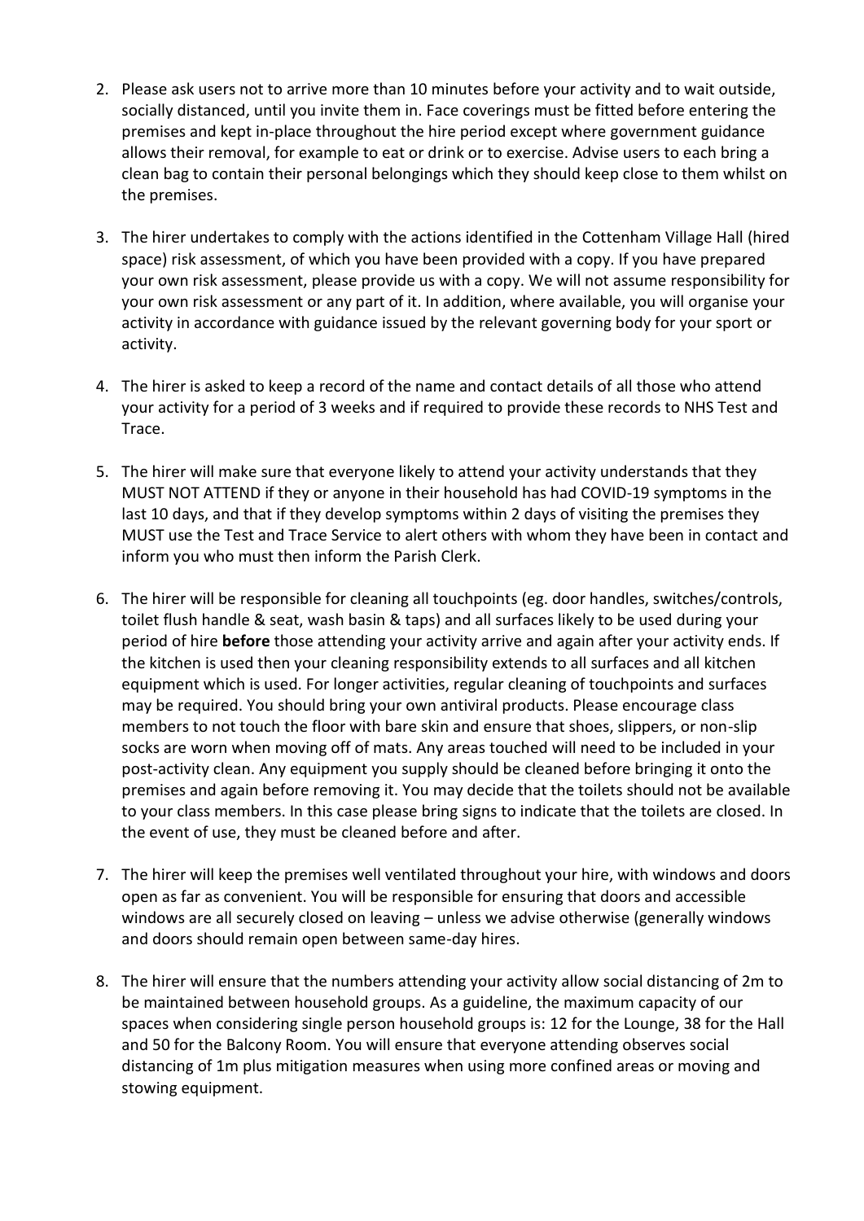2. Please ask users not to arrive more than 10 minutes before your activity and to wait outside, socially distanced, until you invite them in. Face coverings must be fitted before entering the premises and kept in-place throughout the hire period except where government guidance allows their removal, for example to eat or drink or to exercise. Advise users to each bring a clean bag to contain their personal belongings which they should keep close to them whilst on the premises.

3. The hirer undertakes to comply with the actions identified in the Cottenham Village Hall (hired space) risk assessment, of which you have been provided with a copy. If you have prepared your own risk assessment, please provide us with a copy. We will not assume responsibility for your own risk assessment or any part of it. In addition, where available, you will organise your activity in accordance with guidance issued by the relevant governing body for your sport or activity.

4. The hirer is asked to keep a record of the name and contact details of all those who attend your activity for a period of 3 weeks and if required to provide these records to NHS Test and Trace.

5. The hirer will make sure that everyone likely to attend your activity understands that they MUST NOT ATTEND if they or anyone in their household has had COVID-19 symptoms in the last 10 days, and that if they develop symptoms within 2 days of visiting the premises they MUST use the Test and Trace Service to alert others with whom they have been in contact and inform you who must then inform the Parish Clerk.

6. The hirer will be responsible for cleaning all touchpoints (eg. door handles, switches/controls, toilet flush handle & seat, wash basin & taps) and all surfaces likely to be used during your period of hire **before** those attending your activity arrive and again after your activity ends. If the kitchen is used then your cleaning responsibility extends to all surfaces and all kitchen equipment which is used. For longer activities, regular cleaning of touchpoints and surfaces may be required. You should bring your own antiviral products. Please encourage class members to not touch the floor with bare skin and ensure that shoes, slippers, or non-slip socks are worn when moving off of mats. Any areas touched will need to be included in your post-activity clean. Any equipment you supply should be cleaned before bringing it onto the premises and again before removing it. You may decide that the toilets should not be available to your class members. In this case please bring signs to indicate that the toilets are closed. In the event of use, they must be cleaned before and after.

7. The hirer will keep the premises well ventilated throughout your hire, with windows and doors open as far as convenient. You will be responsible for ensuring that doors and accessible windows are all securely closed on leaving – unless we advise otherwise (generally windows and doors should remain open between same-day hires.

8. The hirer will ensure that the numbers attending your activity allow social distancing of 2m to be maintained between household groups. As a guideline, the maximum capacity of our spaces when considering single person household groups is: 12 for the Lounge, 38 for the Hall and 50 for the Balcony Room. You will ensure that everyone attending observes social distancing of 1m plus mitigation measures when using more confined areas or moving and stowing equipment.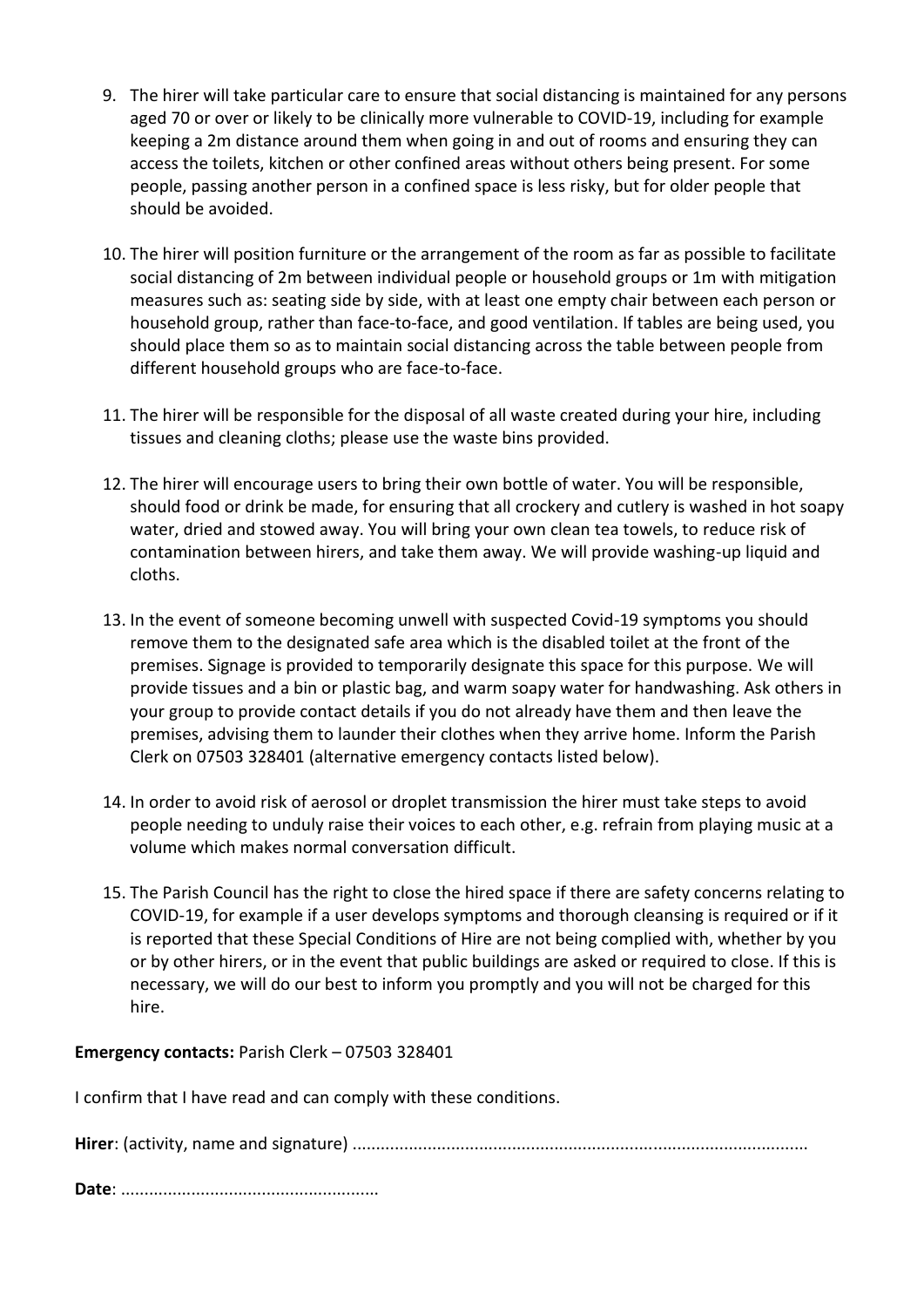9. The hirer will take particular care to ensure that social distancing is maintained for any persons aged 70 or over or likely to be clinically more vulnerable to COVID-19, including for example keeping a 2m distance around them when going in and out of rooms and ensuring they can access the toilets, kitchen or other confined areas without others being present. For some people, passing another person in a confined space is less risky, but for older people that should be avoided.

10. The hirer will position furniture or the arrangement of the room as far as possible to facilitate social distancing of 2m between individual people or household groups or 1m with mitigation measures such as: seating side by side, with at least one empty chair between each person or household group, rather than face-to-face, and good ventilation. If tables are being used, you should place them so as to maintain social distancing across the table between people from different household groups who are face-to-face.

11. The hirer will be responsible for the disposal of all waste created during your hire, including tissues and cleaning cloths; please use the waste bins provided.

12. The hirer will encourage users to bring their own bottle of water. You will be responsible, should food or drink be made, for ensuring that all crockery and cutlery is washed in hot soapy water, dried and stowed away. You will bring your own clean tea towels, to reduce risk of contamination between hirers, and take them away. We will provide washing-up liquid and cloths.

13. In the event of someone becoming unwell with suspected Covid-19 symptoms you should remove them to the designated safe area which is the disabled toilet at the front of the premises. Signage is provided to temporarily designate this space for this purpose. We will provide tissues and a bin or plastic bag, and warm soapy water for handwashing. Ask others in your group to provide contact details if you do not already have them and then leave the premises, advising them to launder their clothes when they arrive home. Inform the Parish Clerk on 07503 328401 (alternative emergency contacts listed below).

14. In order to avoid risk of aerosol or droplet transmission the hirer must take steps to avoid people needing to unduly raise their voices to each other, e.g. refrain from playing music at a volume which makes normal conversation difficult.

15. The Parish Council has the right to close the hired space if there are safety concerns relating to COVID-19, for example if a user develops symptoms and thorough cleansing is required or if it is reported that these Special Conditions of Hire are not being complied with, whether by you or by other hirers, or in the event that public buildings are asked or required to close. If this is necessary, we will do our best to inform you promptly and you will not be charged for this hire.

**Emergency contacts:** Parish Clerk – 07503 328401

I confirm that I have read and can comply with these conditions.

**Hirer**: (activity, name and signature) ...............................................................................................

**Date**: ......................................................